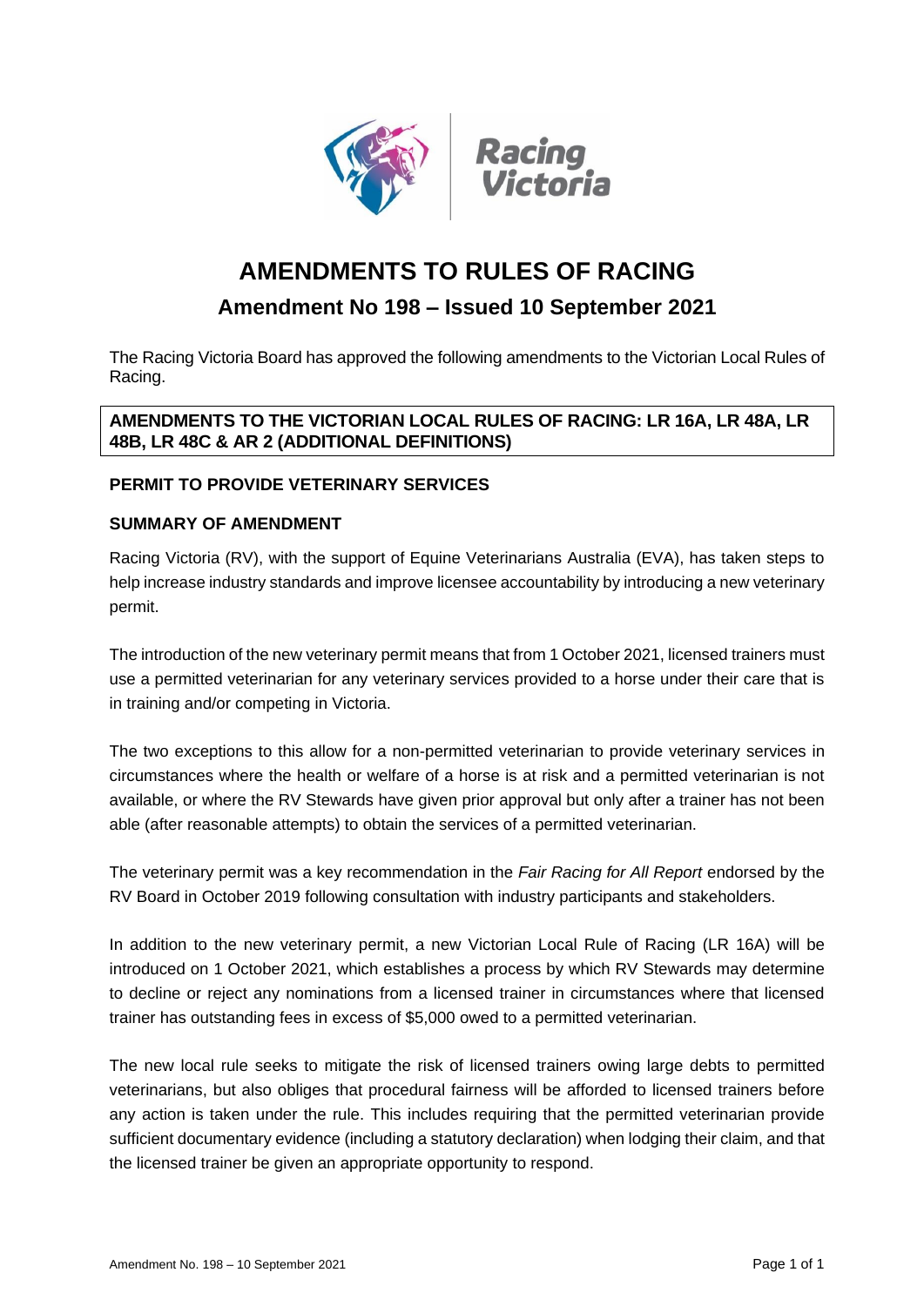# AMENDMENTS TO RULES OF RACING

## Amendment No 198 – Issued 10 September 2021

The Racing Victoria Board has approved the following amendments to the Victorian Local Rules of Racing.

**AMENDMENTS TO THE VICTORIAN LOCAL RULES OF RACING: LR 16A, LR 48A, LR 48B, LR 48C & AR 2 (ADDITIONAL DEFINITIONS)**

### PERMIT TO PROVIDE VETERINARY SERVICES

### SUMMARY OF AMENDMENT

Racing Victoria (RV), with the support of Equine Veterinarians Australia (EVA), has taken steps to help increase industry standards and improve licensee accountability by introducing a new veterinary permit.

The introduction of the new veterinary permit means that from 1 October 2021, licensed trainers must use a permitted veterinarian for any veterinary services provided to a horse under their care that is in training and/or competing in Victoria.

The two exceptions to this allow for a non-permitted veterinarian to provide veterinary services in circumstances where the health or welfare of a horse is at risk and a permitted veterinarian is not available, or where the RV Stewards have given prior approval but only after a trainer has not been able (after reasonable attempts) to obtain the services of a permitted veterinarian.

The veterinary permit was a key recommendation in the *Fair Racing for All Report* endorsed by the RV Board in October 2019 following consultation with industry participants and stakeholders.

In addition to the new veterinary permit, a new Victorian Local Rule of Racing (LR 16A) will be introduced on 1 October 2021, which establishes a process by which RV Stewards may determine to decline or reject any nominations from a licensed trainer in circumstances where that licensed trainer has outstanding fees in excess of $5,000 owed to a permitted veterinarian.

The new local rule seeks to mitigate the risk of licensed trainers owing large debts to permitted veterinarians, but also obliges that procedural fairness will be afforded to licensed trainers before any action is taken under the rule. This includes requiring that the permitted veterinarian provide sufficient documentary evidence (including a statutory declaration) when lodging their claim, and that the licensed trainer be given an appropriate opportunity to respond.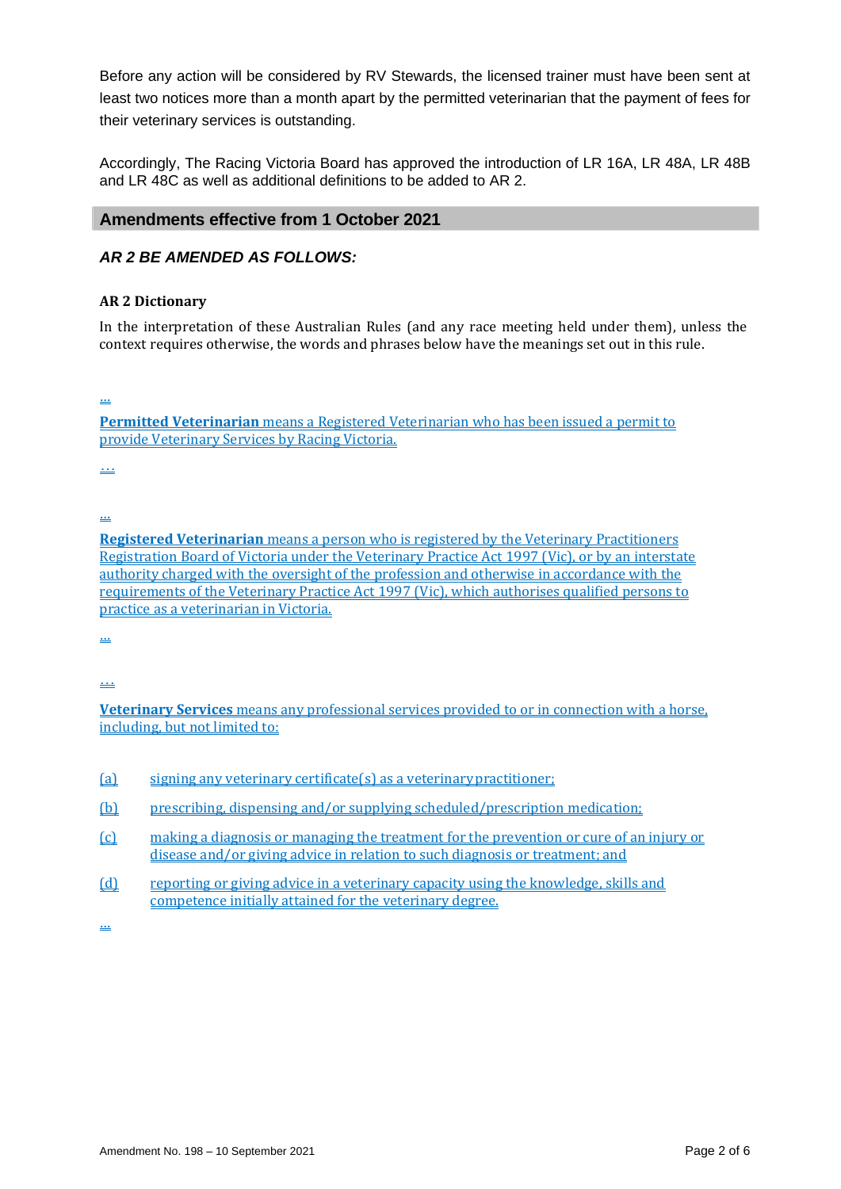Before any action will be considered by RV Stewards, the licensed trainer must have been sent at least two notices more than a month apart by the permitted veterinarian that the payment of fees for their veterinary services is outstanding.

Accordingly, The Racing Victoria Board has approved the introduction of LR 16A, LR 48A, LR 48B and LR 48C as well as additional definitions to be added to AR 2.

## Amendments effective from 1 October 2021

### *AR 2 BE AMENDED AS FOLLOWS:*

**AR 2 Dictionary**

In the interpretation of these Australian Rules (and any race meeting held under them), unless the context requires otherwise, the words and phrases below have the meanings set out in this rule.

...

**Permitted Veterinarian** means a Registered Veterinarian who has been issued a permit to provide Veterinary Services by Racing Victoria.

…

...

**Registered Veterinarian** means a person who is registered by the Veterinary Practitioners Registration Board of Victoria under the Veterinary Practice Act 1997 (Vic), or by an interstate authority charged with the oversight of the profession and otherwise in accordance with the requirements of the Veterinary Practice Act 1997 (Vic), which authorises qualified persons to practice as a veterinarian in Victoria.

...

…

**Veterinary Services** means any professional services provided to or in connection with a horse, including, but not limited to:

(a) signing any veterinary certificate(s) as a veterinary practitioner;

(b) prescribing, dispensing and/or supplying scheduled/prescription medication;

(c) making a diagnosis or managing the treatment for the prevention or cure of an injury or disease and/or giving advice in relation to such diagnosis or treatment; and

(d) reporting or giving advice in a veterinary capacity using the knowledge, skills and competence initially attained for the veterinary degree.

...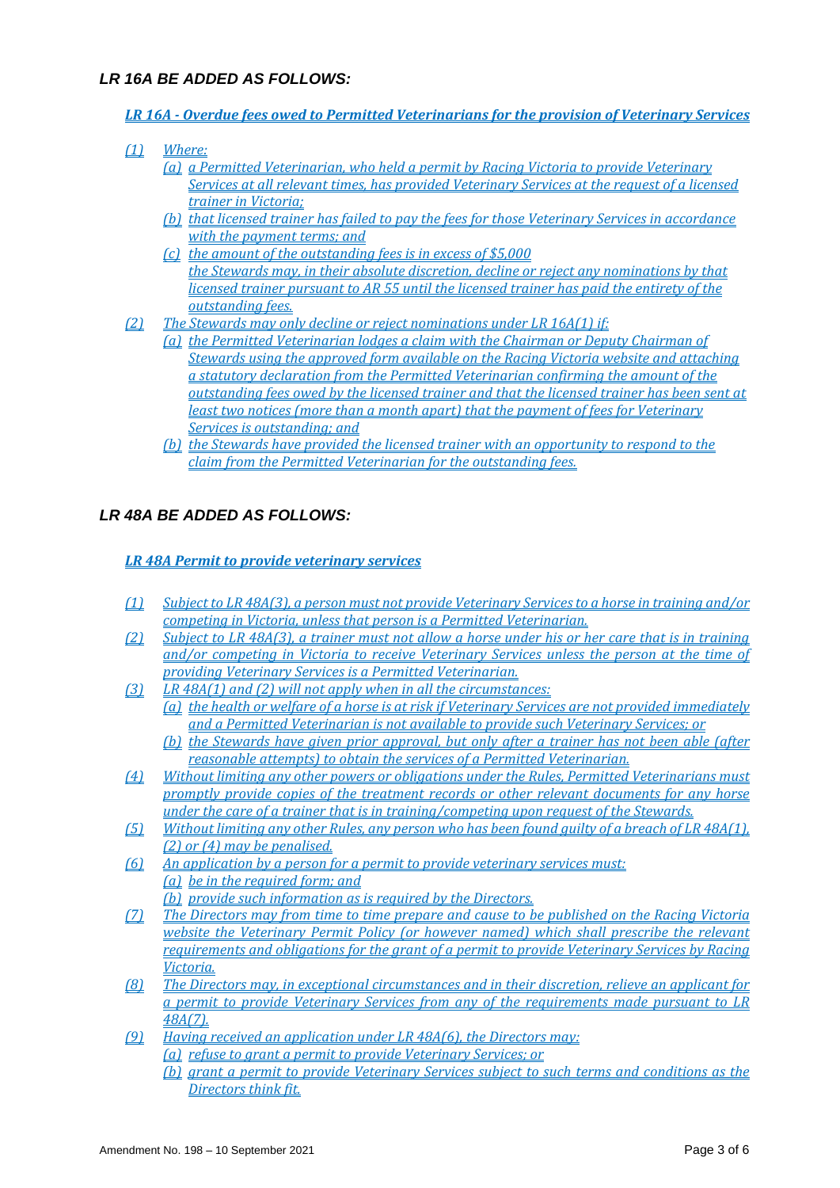## *LR 16A BE ADDED AS FOLLOWS:*

***LR 16A - Overdue fees owed to Permitted Veterinarians for the provision of Veterinary Services***

*(1) Where:*

*(a) a Permitted Veterinarian, who held a permit by Racing Victoria to provide Veterinary Services at all relevant times, has provided Veterinary Services at the request of a licensed trainer in Victoria;*

*(b) that licensed trainer has failed to pay the fees for those Veterinary Services in accordance with the payment terms; and*

*(c) the amount of the outstanding fees is in excess of $5,000*

*the Stewards may, in their absolute discretion, decline or reject any nominations by that licensed trainer pursuant to AR 55 until the licensed trainer has paid the entirety of the outstanding fees.*

*(2) The Stewards may only decline or reject nominations under LR 16A(1) if:*

*(a) the Permitted Veterinarian lodges a claim with the Chairman or Deputy Chairman of Stewards using the approved form available on the Racing Victoria website and attaching a statutory declaration from the Permitted Veterinarian confirming the amount of the outstanding fees owed by the licensed trainer and that the licensed trainer has been sent at least two notices (more than a month apart) that the payment of fees for Veterinary Services is outstanding; and*

*(b) the Stewards have provided the licensed trainer with an opportunity to respond to the claim from the Permitted Veterinarian for the outstanding fees.*

## *LR 48A BE ADDED AS FOLLOWS:*

***LR 48A Permit to provide veterinary services***

*(1) Subject to LR 48A(3), a person must not provide Veterinary Services to a horse in training and/or competing in Victoria, unless that person is a Permitted Veterinarian.*

*(2) Subject to LR 48A(3), a trainer must not allow a horse under his or her care that is in training and/or competing in Victoria to receive Veterinary Services unless the person at the time of providing Veterinary Services is a Permitted Veterinarian.*

*(3) LR 48A(1) and (2) will not apply when in all the circumstances:*

*(a) the health or welfare of a horse is at risk if Veterinary Services are not provided immediately and a Permitted Veterinarian is not available to provide such Veterinary Services; or*

*(b) the Stewards have given prior approval, but only after a trainer has not been able (after reasonable attempts) to obtain the services of a Permitted Veterinarian.*

*(4) Without limiting any other powers or obligations under the Rules, Permitted Veterinarians must promptly provide copies of the treatment records or other relevant documents for any horse under the care of a trainer that is in training/competing upon request of the Stewards.*

*(5) Without limiting any other Rules, any person who has been found guilty of a breach of LR 48A(1), (2) or (4) may be penalised.*

*(6) An application by a person for a permit to provide veterinary services must:*

*(a) be in the required form; and*

*(b) provide such information as is required by the Directors.*

*(7) The Directors may from time to time prepare and cause to be published on the Racing Victoria website the Veterinary Permit Policy (or however named) which shall prescribe the relevant requirements and obligations for the grant of a permit to provide Veterinary Services by Racing Victoria.*

*(8) The Directors may, in exceptional circumstances and in their discretion, relieve an applicant for a permit to provide Veterinary Services from any of the requirements made pursuant to LR 48A(7).*

*(9) Having received an application under LR 48A(6), the Directors may:*

*(a) refuse to grant a permit to provide Veterinary Services; or*

*(b) grant a permit to provide Veterinary Services subject to such terms and conditions as the Directors think fit.*

Amendment No. 198 – 10 September 2021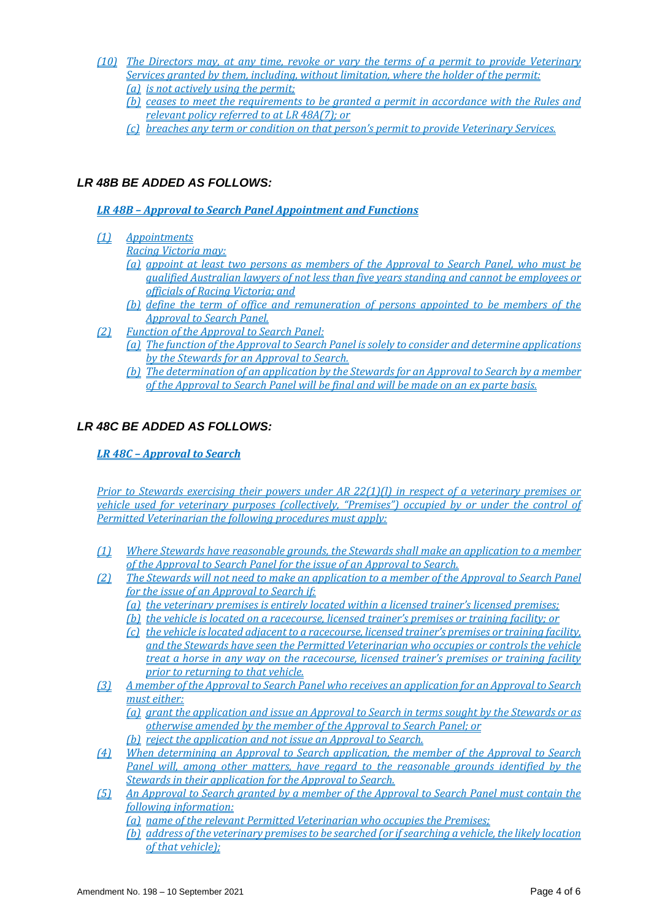(10) *The Directors may, at any time, revoke or vary the terms of a permit to provide Veterinary Services granted by them, including, without limitation, where the holder of the permit:*
   (a) *is not actively using the permit;*
   (b) *ceases to meet the requirements to be granted a permit in accordance with the Rules and relevant policy referred to at LR 48A(7); or*
   (c) *breaches any term or condition on that person's permit to provide Veterinary Services.*

## *LR 48B BE ADDED AS FOLLOWS:*

***LR 48B – Approval to Search Panel Appointment and Functions***

(1) *Appointments*
   *Racing Victoria may:*
   (a) *appoint at least two persons as members of the Approval to Search Panel, who must be qualified Australian lawyers of not less than five years standing and cannot be employees or officials of Racing Victoria; and*
   (b) *define the term of office and remuneration of persons appointed to be members of the Approval to Search Panel.*

(2) *Function of the Approval to Search Panel:*
   (a) *The function of the Approval to Search Panel is solely to consider and determine applications by the Stewards for an Approval to Search.*
   (b) *The determination of an application by the Stewards for an Approval to Search by a member of the Approval to Search Panel will be final and will be made on an ex parte basis.*

## *LR 48C BE ADDED AS FOLLOWS:*

***LR 48C – Approval to Search***

*Prior to Stewards exercising their powers under AR 22(1)(l) in respect of a veterinary premises or vehicle used for veterinary purposes (collectively, "Premises") occupied by or under the control of Permitted Veterinarian the following procedures must apply:*

(1) *Where Stewards have reasonable grounds, the Stewards shall make an application to a member of the Approval to Search Panel for the issue of an Approval to Search.*

(2) *The Stewards will not need to make an application to a member of the Approval to Search Panel for the issue of an Approval to Search if:*
   (a) *the veterinary premises is entirely located within a licensed trainer's licensed premises;*
   (b) *the vehicle is located on a racecourse, licensed trainer's premises or training facility; or*
   (c) *the vehicle is located adjacent to a racecourse, licensed trainer's premises or training facility, and the Stewards have seen the Permitted Veterinarian who occupies or controls the vehicle treat a horse in any way on the racecourse, licensed trainer's premises or training facility prior to returning to that vehicle.*

(3) *A member of the Approval to Search Panel who receives an application for an Approval to Search must either:*
   (a) *grant the application and issue an Approval to Search in terms sought by the Stewards or as otherwise amended by the member of the Approval to Search Panel; or*
   (b) *reject the application and not issue an Approval to Search.*

(4) *When determining an Approval to Search application, the member of the Approval to Search Panel will, among other matters, have regard to the reasonable grounds identified by the Stewards in their application for the Approval to Search.*

(5) *An Approval to Search granted by a member of the Approval to Search Panel must contain the following information:*
   (a) *name of the relevant Permitted Veterinarian who occupies the Premises;*
   (b) *address of the veterinary premises to be searched (or if searching a vehicle, the likely location of that vehicle);*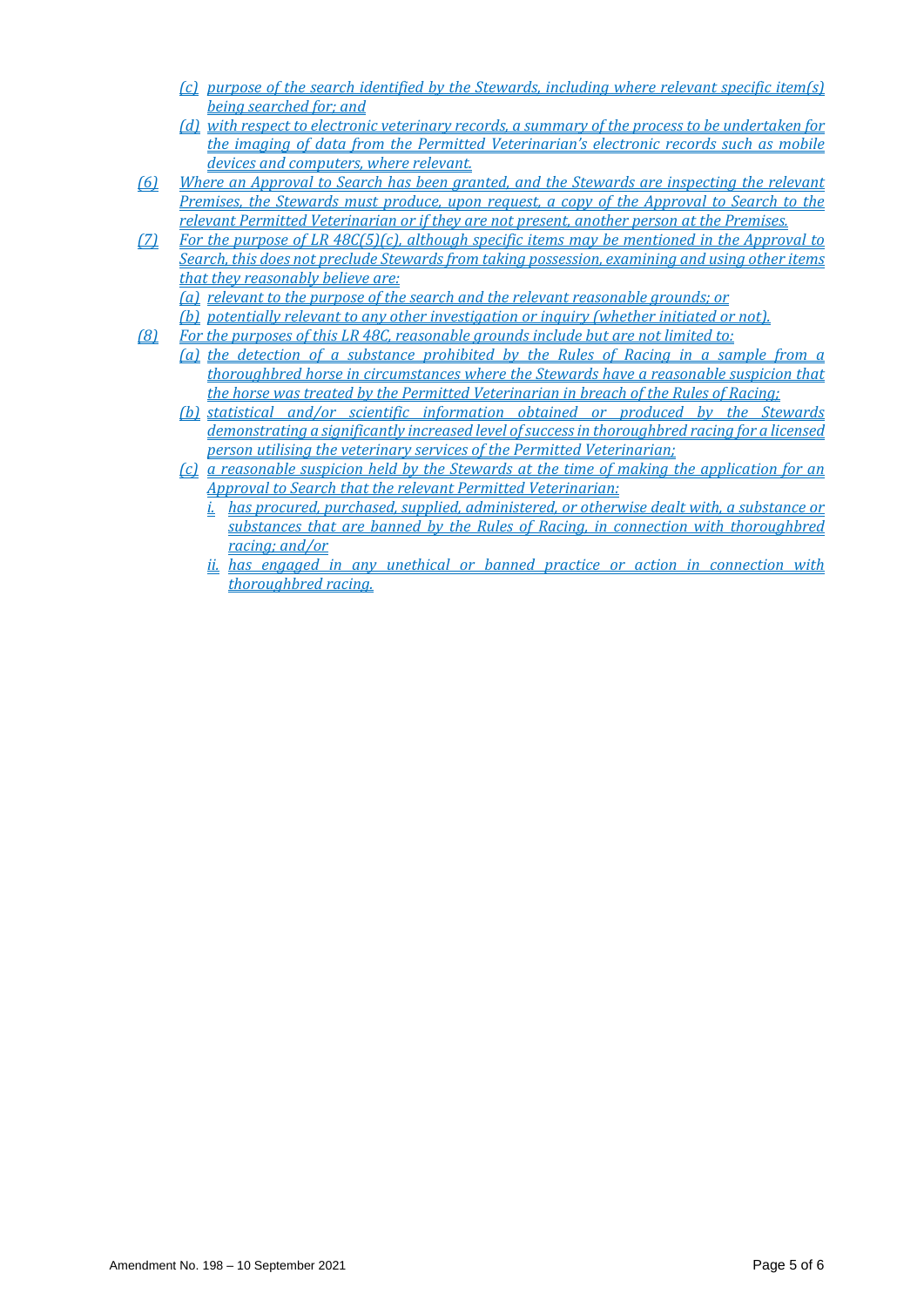(c) purpose of the search identified by the Stewards, including where relevant specific item(s) being searched for; and

(d) with respect to electronic veterinary records, a summary of the process to be undertaken for the imaging of data from the Permitted Veterinarian's electronic records such as mobile devices and computers, where relevant.

(6) Where an Approval to Search has been granted, and the Stewards are inspecting the relevant Premises, the Stewards must produce, upon request, a copy of the Approval to Search to the relevant Permitted Veterinarian or if they are not present, another person at the Premises.

(7) For the purpose of LR 48C(5)(c), although specific items may be mentioned in the Approval to Search, this does not preclude Stewards from taking possession, examining and using other items that they reasonably believe are:

(a) relevant to the purpose of the search and the relevant reasonable grounds; or

(b) potentially relevant to any other investigation or inquiry (whether initiated or not).

(8) For the purposes of this LR 48C, reasonable grounds include but are not limited to:

(a) the detection of a substance prohibited by the Rules of Racing in a sample from a thoroughbred horse in circumstances where the Stewards have a reasonable suspicion that the horse was treated by the Permitted Veterinarian in breach of the Rules of Racing;

(b) statistical and/or scientific information obtained or produced by the Stewards demonstrating a significantly increased level of success in thoroughbred racing for a licensed person utilising the veterinary services of the Permitted Veterinarian;

(c) a reasonable suspicion held by the Stewards at the time of making the application for an Approval to Search that the relevant Permitted Veterinarian:

i. has procured, purchased, supplied, administered, or otherwise dealt with, a substance or substances that are banned by the Rules of Racing, in connection with thoroughbred racing; and/or

ii. has engaged in any unethical or banned practice or action in connection with thoroughbred racing.

Amendment No. 198 – 10 September 2021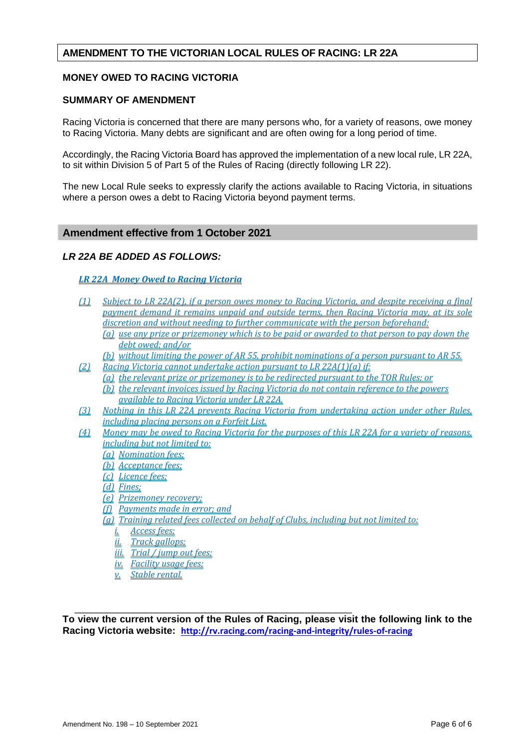## AMENDMENT TO THE VICTORIAN LOCAL RULES OF RACING: LR 22A

### MONEY OWED TO RACING VICTORIA

### SUMMARY OF AMENDMENT

Racing Victoria is concerned that there are many persons who, for a variety of reasons, owe money to Racing Victoria. Many debts are significant and are often owing for a long period of time.

Accordingly, the Racing Victoria Board has approved the implementation of a new local rule, LR 22A, to sit within Division 5 of Part 5 of the Rules of Racing (directly following LR 22).

The new Local Rule seeks to expressly clarify the actions available to Racing Victoria, in situations where a person owes a debt to Racing Victoria beyond payment terms.

### Amendment effective from 1 October 2021

### *LR 22A BE ADDED AS FOLLOWS:*

***LR 22A Money Owed to Racing Victoria***

*(1) Subject to LR 22A(2), if a person owes money to Racing Victoria, and despite receiving a final payment demand it remains unpaid and outside terms, then Racing Victoria may, at its sole discretion and without needing to further communicate with the person beforehand:*
- *(a) use any prize or prizemoney which is to be paid or awarded to that person to pay down the debt owed; and/or*
- *(b) without limiting the power of AR 55, prohibit nominations of a person pursuant to AR 55.*

*(2) Racing Victoria cannot undertake action pursuant to LR 22A(1)(a) if:*
- *(a) the relevant prize or prizemoney is to be redirected pursuant to the TOR Rules; or*
- *(b) the relevant invoices issued by Racing Victoria do not contain reference to the powers available to Racing Victoria under LR 22A.*

*(3) Nothing in this LR 22A prevents Racing Victoria from undertaking action under other Rules, including placing persons on a Forfeit List.*

*(4) Money may be owed to Racing Victoria for the purposes of this LR 22A for a variety of reasons, including but not limited to:*
- *(a) Nomination fees;*
- *(b) Acceptance fees;*
- *(c) Licence fees;*
- *(d) Fines;*
- *(e) Prizemoney recovery;*
- *(f) Payments made in error; and*
- *(g) Training related fees collected on behalf of Clubs, including but not limited to:*
  - *i. Access fees;*
  - *ii. Track gallops;*
  - *iii. Trial / jump out fees;*
  - *iv. Facility usage fees;*
  - *v. Stable rental.*

---

**To view the current version of the Rules of Racing, please visit the following link to the Racing Victoria website: http://rv.racing.com/racing-and-integrity/rules-of-racing**

Amendment No. 198 – 10 September 2021